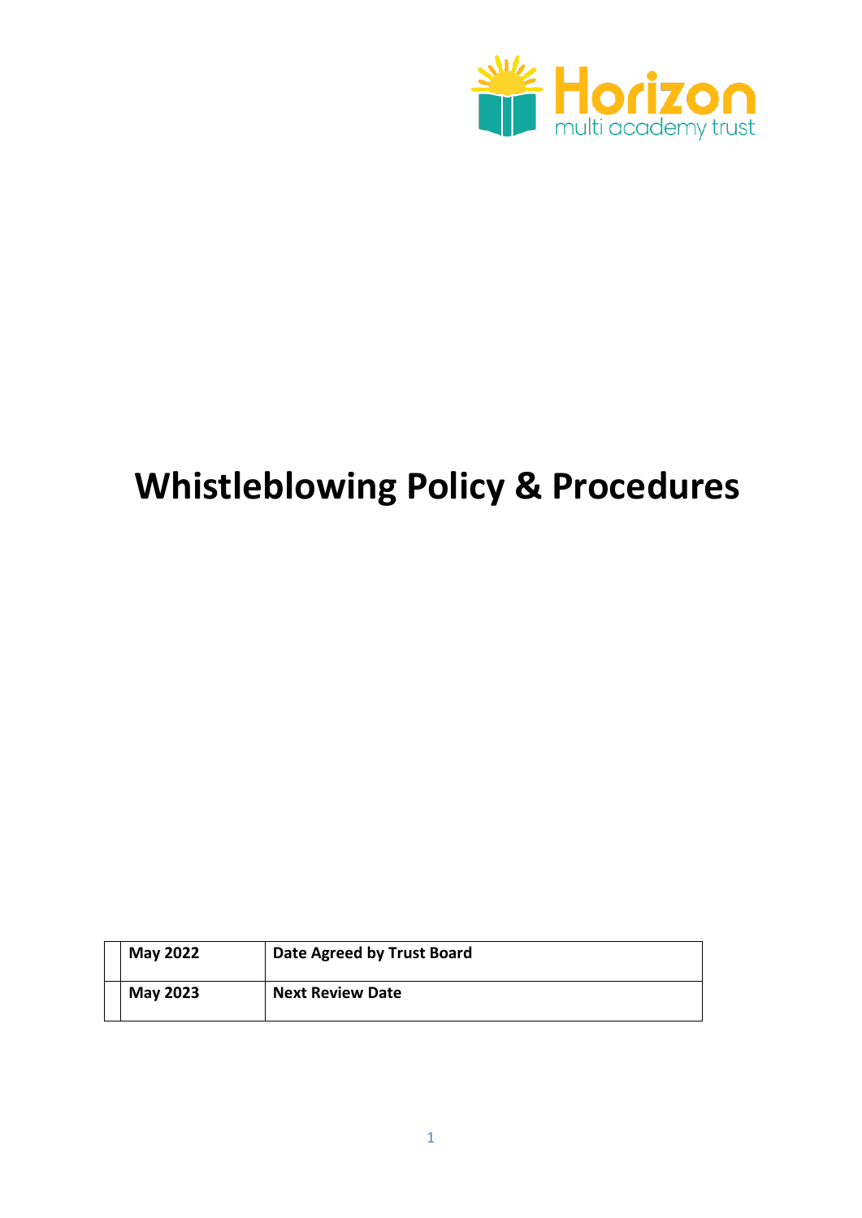Horizon multi academy trust

# Whistleblowing Policy & Procedures

| | | |
|---|---|---|
| | **May 2022** | **Date Agreed by Trust Board** |
| | **May 2023** | **Next Review Date** |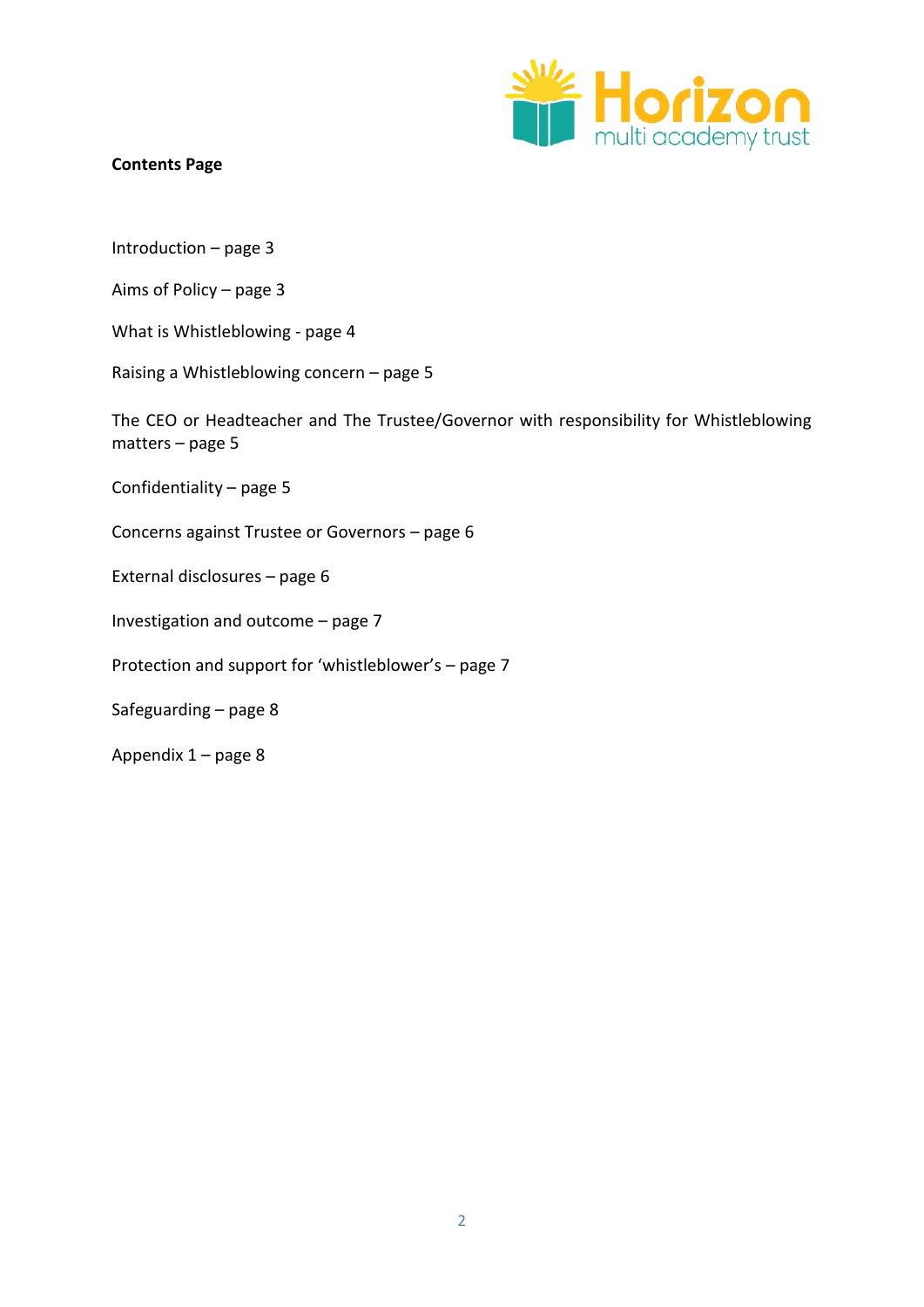**Contents Page**

Introduction – page 3

Aims of Policy – page 3

What is Whistleblowing - page 4

Raising a Whistleblowing concern – page 5

The CEO or Headteacher and The Trustee/Governor with responsibility for Whistleblowing matters – page 5

Confidentiality – page 5

Concerns against Trustee or Governors – page 6

External disclosures – page 6

Investigation and outcome – page 7

Protection and support for 'whistleblower's – page 7

Safeguarding – page 8

Appendix 1 – page 8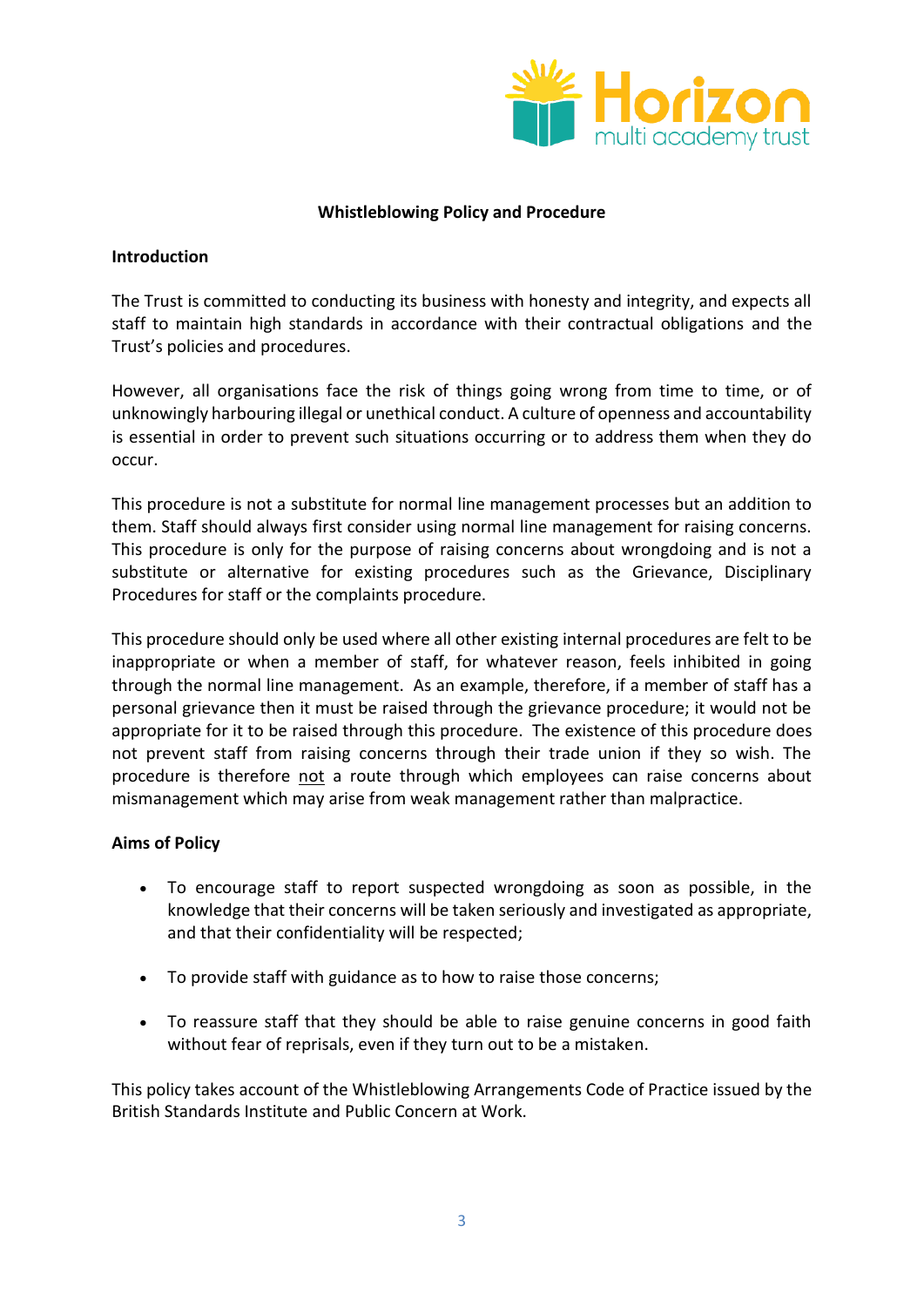## Whistleblowing Policy and Procedure

### Introduction

The Trust is committed to conducting its business with honesty and integrity, and expects all staff to maintain high standards in accordance with their contractual obligations and the Trust's policies and procedures.

However, all organisations face the risk of things going wrong from time to time, or of unknowingly harbouring illegal or unethical conduct. A culture of openness and accountability is essential in order to prevent such situations occurring or to address them when they do occur.

This procedure is not a substitute for normal line management processes but an addition to them. Staff should always first consider using normal line management for raising concerns. This procedure is only for the purpose of raising concerns about wrongdoing and is not a substitute or alternative for existing procedures such as the Grievance, Disciplinary Procedures for staff or the complaints procedure.

This procedure should only be used where all other existing internal procedures are felt to be inappropriate or when a member of staff, for whatever reason, feels inhibited in going through the normal line management. As an example, therefore, if a member of staff has a personal grievance then it must be raised through the grievance procedure; it would not be appropriate for it to be raised through this procedure. The existence of this procedure does not prevent staff from raising concerns through their trade union if they so wish. The procedure is therefore not a route through which employees can raise concerns about mismanagement which may arise from weak management rather than malpractice.

### Aims of Policy

- To encourage staff to report suspected wrongdoing as soon as possible, in the knowledge that their concerns will be taken seriously and investigated as appropriate, and that their confidentiality will be respected;
- To provide staff with guidance as to how to raise those concerns;
- To reassure staff that they should be able to raise genuine concerns in good faith without fear of reprisals, even if they turn out to be a mistaken.

This policy takes account of the Whistleblowing Arrangements Code of Practice issued by the British Standards Institute and Public Concern at Work.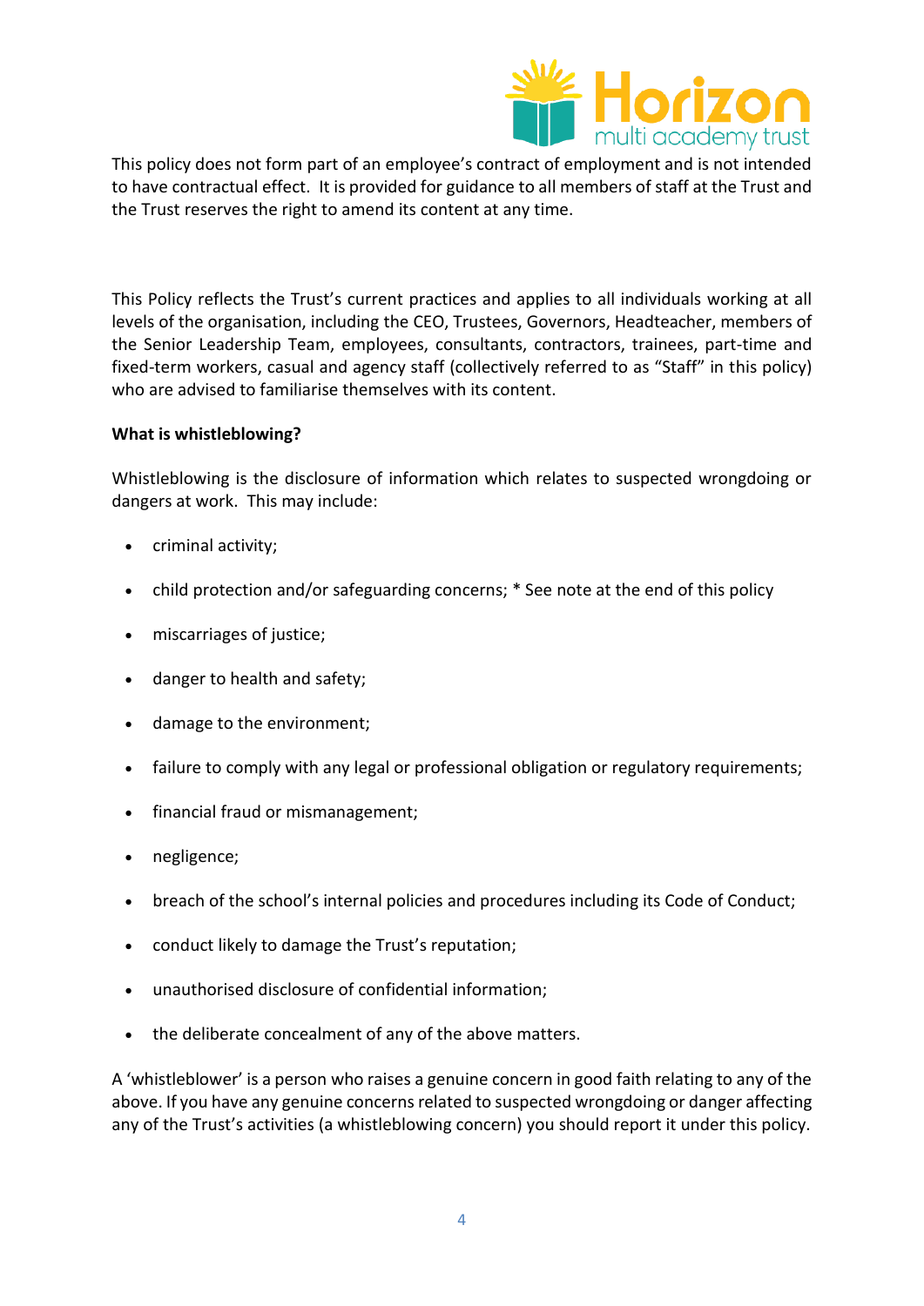This policy does not form part of an employee's contract of employment and is not intended to have contractual effect. It is provided for guidance to all members of staff at the Trust and the Trust reserves the right to amend its content at any time.

This Policy reflects the Trust's current practices and applies to all individuals working at all levels of the organisation, including the CEO, Trustees, Governors, Headteacher, members of the Senior Leadership Team, employees, consultants, contractors, trainees, part-time and fixed-term workers, casual and agency staff (collectively referred to as "Staff" in this policy) who are advised to familiarise themselves with its content.

**What is whistleblowing?**

Whistleblowing is the disclosure of information which relates to suspected wrongdoing or dangers at work. This may include:

- criminal activity;
- child protection and/or safeguarding concerns; * See note at the end of this policy
- miscarriages of justice;
- danger to health and safety;
- damage to the environment;
- failure to comply with any legal or professional obligation or regulatory requirements;
- financial fraud or mismanagement;
- negligence;
- breach of the school's internal policies and procedures including its Code of Conduct;
- conduct likely to damage the Trust's reputation;
- unauthorised disclosure of confidential information;
- the deliberate concealment of any of the above matters.

A 'whistleblower' is a person who raises a genuine concern in good faith relating to any of the above. If you have any genuine concerns related to suspected wrongdoing or danger affecting any of the Trust's activities (a whistleblowing concern) you should report it under this policy.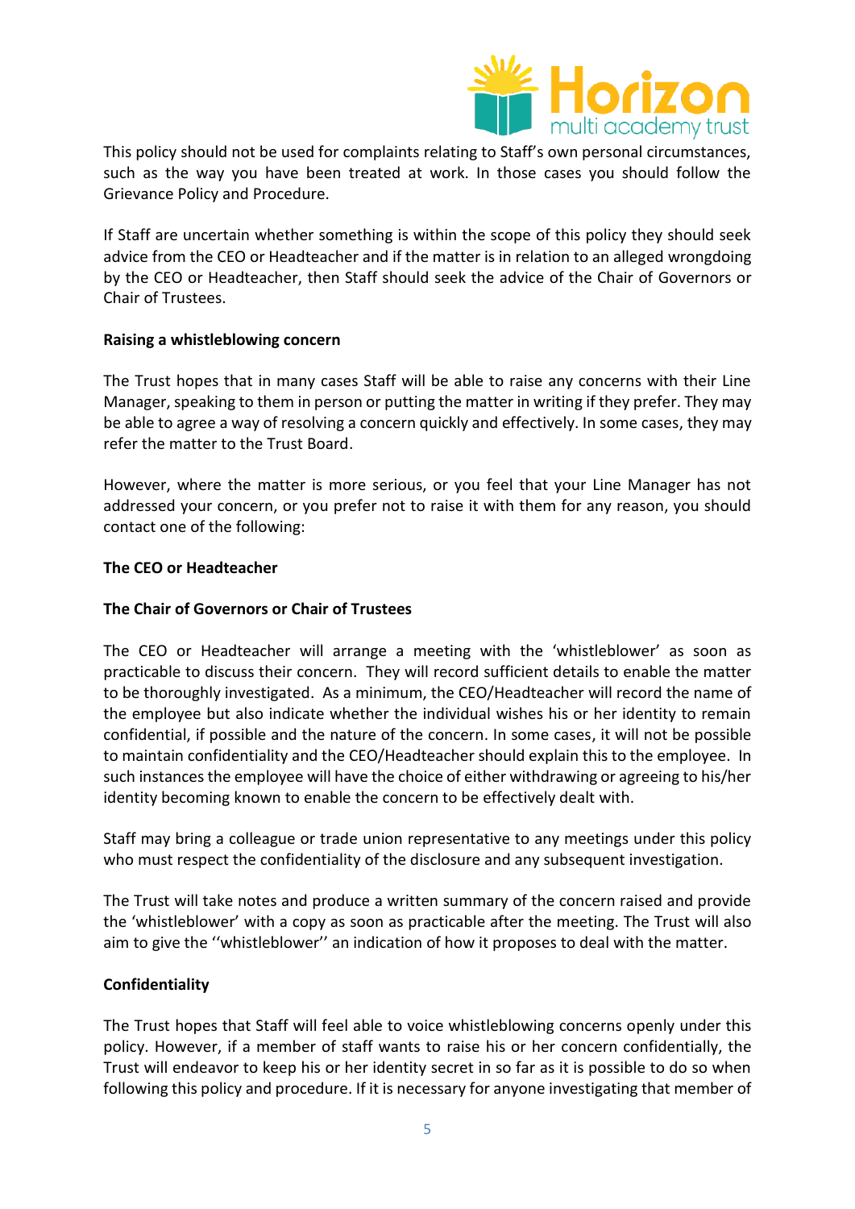This policy should not be used for complaints relating to Staff's own personal circumstances, such as the way you have been treated at work. In those cases you should follow the Grievance Policy and Procedure.

If Staff are uncertain whether something is within the scope of this policy they should seek advice from the CEO or Headteacher and if the matter is in relation to an alleged wrongdoing by the CEO or Headteacher, then Staff should seek the advice of the Chair of Governors or Chair of Trustees.

**Raising a whistleblowing concern**

The Trust hopes that in many cases Staff will be able to raise any concerns with their Line Manager, speaking to them in person or putting the matter in writing if they prefer. They may be able to agree a way of resolving a concern quickly and effectively. In some cases, they may refer the matter to the Trust Board.

However, where the matter is more serious, or you feel that your Line Manager has not addressed your concern, or you prefer not to raise it with them for any reason, you should contact one of the following:

**The CEO or Headteacher**

**The Chair of Governors or Chair of Trustees**

The CEO or Headteacher will arrange a meeting with the 'whistleblower' as soon as practicable to discuss their concern. They will record sufficient details to enable the matter to be thoroughly investigated. As a minimum, the CEO/Headteacher will record the name of the employee but also indicate whether the individual wishes his or her identity to remain confidential, if possible and the nature of the concern. In some cases, it will not be possible to maintain confidentiality and the CEO/Headteacher should explain this to the employee. In such instances the employee will have the choice of either withdrawing or agreeing to his/her identity becoming known to enable the concern to be effectively dealt with.

Staff may bring a colleague or trade union representative to any meetings under this policy who must respect the confidentiality of the disclosure and any subsequent investigation.

The Trust will take notes and produce a written summary of the concern raised and provide the 'whistleblower' with a copy as soon as practicable after the meeting. The Trust will also aim to give the ''whistleblower'' an indication of how it proposes to deal with the matter.

**Confidentiality**

The Trust hopes that Staff will feel able to voice whistleblowing concerns openly under this policy. However, if a member of staff wants to raise his or her concern confidentially, the Trust will endeavor to keep his or her identity secret in so far as it is possible to do so when following this policy and procedure. If it is necessary for anyone investigating that member of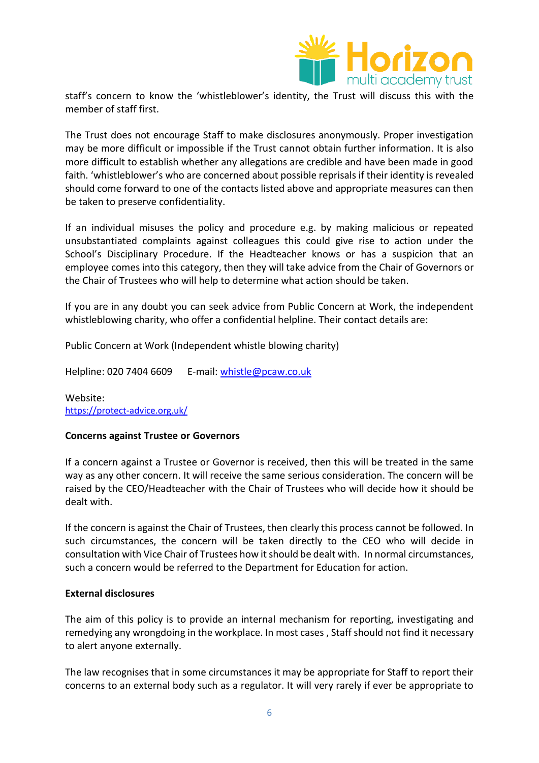staff's concern to know the 'whistleblower's identity, the Trust will discuss this with the member of staff first.

The Trust does not encourage Staff to make disclosures anonymously. Proper investigation may be more difficult or impossible if the Trust cannot obtain further information. It is also more difficult to establish whether any allegations are credible and have been made in good faith. 'whistleblower's who are concerned about possible reprisals if their identity is revealed should come forward to one of the contacts listed above and appropriate measures can then be taken to preserve confidentiality.

If an individual misuses the policy and procedure e.g. by making malicious or repeated unsubstantiated complaints against colleagues this could give rise to action under the School's Disciplinary Procedure. If the Headteacher knows or has a suspicion that an employee comes into this category, then they will take advice from the Chair of Governors or the Chair of Trustees who will help to determine what action should be taken.

If you are in any doubt you can seek advice from Public Concern at Work, the independent whistleblowing charity, who offer a confidential helpline. Their contact details are:

Public Concern at Work (Independent whistle blowing charity)

Helpline: 020 7404 6609 E-mail: whistle@pcaw.co.uk

Website:
https://protect-advice.org.uk/

**Concerns against Trustee or Governors**

If a concern against a Trustee or Governor is received, then this will be treated in the same way as any other concern. It will receive the same serious consideration. The concern will be raised by the CEO/Headteacher with the Chair of Trustees who will decide how it should be dealt with.

If the concern is against the Chair of Trustees, then clearly this process cannot be followed. In such circumstances, the concern will be taken directly to the CEO who will decide in consultation with Vice Chair of Trustees how it should be dealt with. In normal circumstances, such a concern would be referred to the Department for Education for action.

**External disclosures**

The aim of this policy is to provide an internal mechanism for reporting, investigating and remedying any wrongdoing in the workplace. In most cases , Staff should not find it necessary to alert anyone externally.

The law recognises that in some circumstances it may be appropriate for Staff to report their concerns to an external body such as a regulator. It will very rarely if ever be appropriate to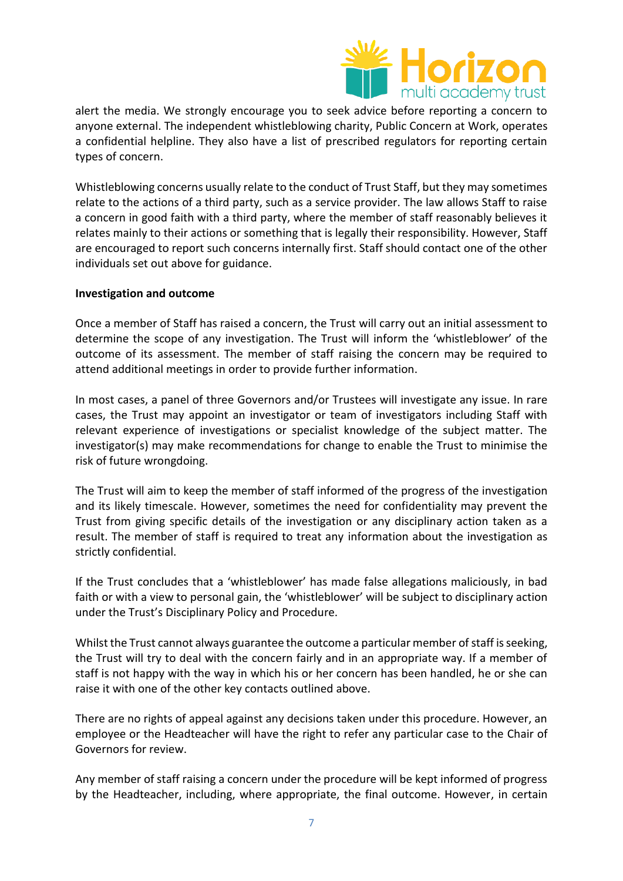alert the media. We strongly encourage you to seek advice before reporting a concern to anyone external. The independent whistleblowing charity, Public Concern at Work, operates a confidential helpline. They also have a list of prescribed regulators for reporting certain types of concern.

Whistleblowing concerns usually relate to the conduct of Trust Staff, but they may sometimes relate to the actions of a third party, such as a service provider. The law allows Staff to raise a concern in good faith with a third party, where the member of staff reasonably believes it relates mainly to their actions or something that is legally their responsibility. However, Staff are encouraged to report such concerns internally first. Staff should contact one of the other individuals set out above for guidance.

**Investigation and outcome**

Once a member of Staff has raised a concern, the Trust will carry out an initial assessment to determine the scope of any investigation. The Trust will inform the 'whistleblower' of the outcome of its assessment. The member of staff raising the concern may be required to attend additional meetings in order to provide further information.

In most cases, a panel of three Governors and/or Trustees will investigate any issue. In rare cases, the Trust may appoint an investigator or team of investigators including Staff with relevant experience of investigations or specialist knowledge of the subject matter. The investigator(s) may make recommendations for change to enable the Trust to minimise the risk of future wrongdoing.

The Trust will aim to keep the member of staff informed of the progress of the investigation and its likely timescale. However, sometimes the need for confidentiality may prevent the Trust from giving specific details of the investigation or any disciplinary action taken as a result. The member of staff is required to treat any information about the investigation as strictly confidential.

If the Trust concludes that a 'whistleblower' has made false allegations maliciously, in bad faith or with a view to personal gain, the 'whistleblower' will be subject to disciplinary action under the Trust's Disciplinary Policy and Procedure.

Whilst the Trust cannot always guarantee the outcome a particular member of staff is seeking, the Trust will try to deal with the concern fairly and in an appropriate way. If a member of staff is not happy with the way in which his or her concern has been handled, he or she can raise it with one of the other key contacts outlined above.

There are no rights of appeal against any decisions taken under this procedure. However, an employee or the Headteacher will have the right to refer any particular case to the Chair of Governors for review.

Any member of staff raising a concern under the procedure will be kept informed of progress by the Headteacher, including, where appropriate, the final outcome. However, in certain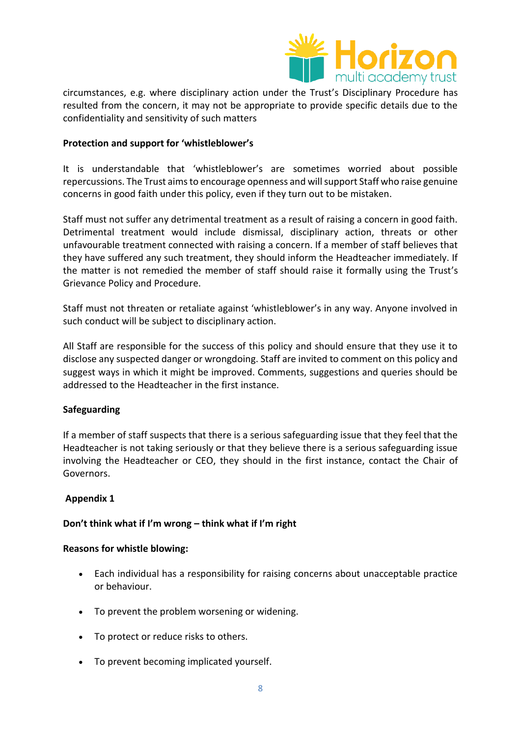circumstances, e.g. where disciplinary action under the Trust's Disciplinary Procedure has resulted from the concern, it may not be appropriate to provide specific details due to the confidentiality and sensitivity of such matters

**Protection and support for 'whistleblower's**

It is understandable that 'whistleblower's are sometimes worried about possible repercussions. The Trust aims to encourage openness and will support Staff who raise genuine concerns in good faith under this policy, even if they turn out to be mistaken.

Staff must not suffer any detrimental treatment as a result of raising a concern in good faith. Detrimental treatment would include dismissal, disciplinary action, threats or other unfavourable treatment connected with raising a concern. If a member of staff believes that they have suffered any such treatment, they should inform the Headteacher immediately. If the matter is not remedied the member of staff should raise it formally using the Trust's Grievance Policy and Procedure.

Staff must not threaten or retaliate against 'whistleblower's in any way. Anyone involved in such conduct will be subject to disciplinary action.

All Staff are responsible for the success of this policy and should ensure that they use it to disclose any suspected danger or wrongdoing. Staff are invited to comment on this policy and suggest ways in which it might be improved. Comments, suggestions and queries should be addressed to the Headteacher in the first instance.

**Safeguarding**

If a member of staff suspects that there is a serious safeguarding issue that they feel that the Headteacher is not taking seriously or that they believe there is a serious safeguarding issue involving the Headteacher or CEO, they should in the first instance, contact the Chair of Governors.

**Appendix 1**

**Don't think what if I'm wrong – think what if I'm right**

**Reasons for whistle blowing:**

- Each individual has a responsibility for raising concerns about unacceptable practice or behaviour.
- To prevent the problem worsening or widening.
- To protect or reduce risks to others.
- To prevent becoming implicated yourself.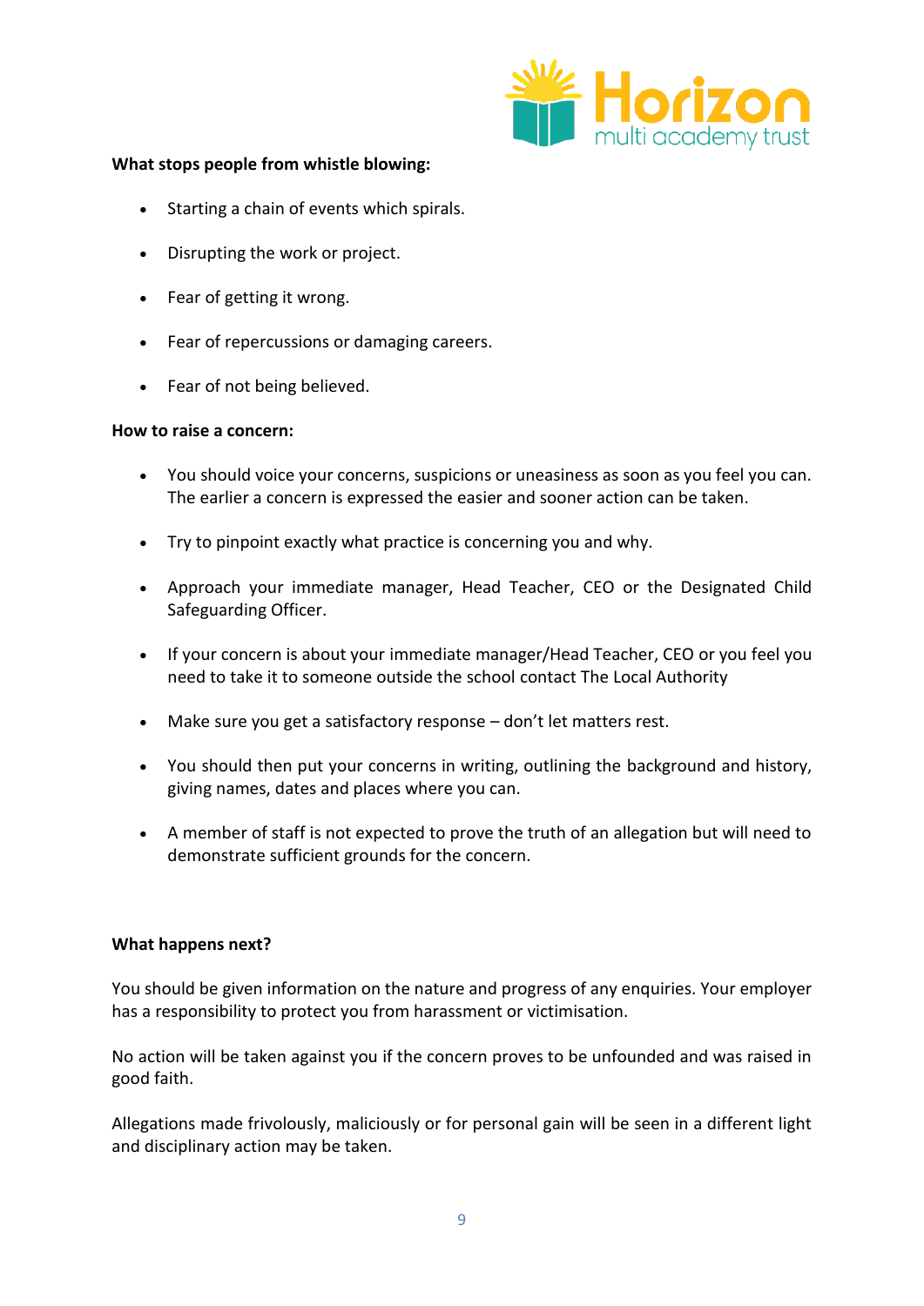**What stops people from whistle blowing:**

- Starting a chain of events which spirals.
- Disrupting the work or project.
- Fear of getting it wrong.
- Fear of repercussions or damaging careers.
- Fear of not being believed.

**How to raise a concern:**

- You should voice your concerns, suspicions or uneasiness as soon as you feel you can. The earlier a concern is expressed the easier and sooner action can be taken.
- Try to pinpoint exactly what practice is concerning you and why.
- Approach your immediate manager, Head Teacher, CEO or the Designated Child Safeguarding Officer.
- If your concern is about your immediate manager/Head Teacher, CEO or you feel you need to take it to someone outside the school contact The Local Authority
- Make sure you get a satisfactory response – don't let matters rest.
- You should then put your concerns in writing, outlining the background and history, giving names, dates and places where you can.
- A member of staff is not expected to prove the truth of an allegation but will need to demonstrate sufficient grounds for the concern.

**What happens next?**

You should be given information on the nature and progress of any enquiries. Your employer has a responsibility to protect you from harassment or victimisation.

No action will be taken against you if the concern proves to be unfounded and was raised in good faith.

Allegations made frivolously, maliciously or for personal gain will be seen in a different light and disciplinary action may be taken.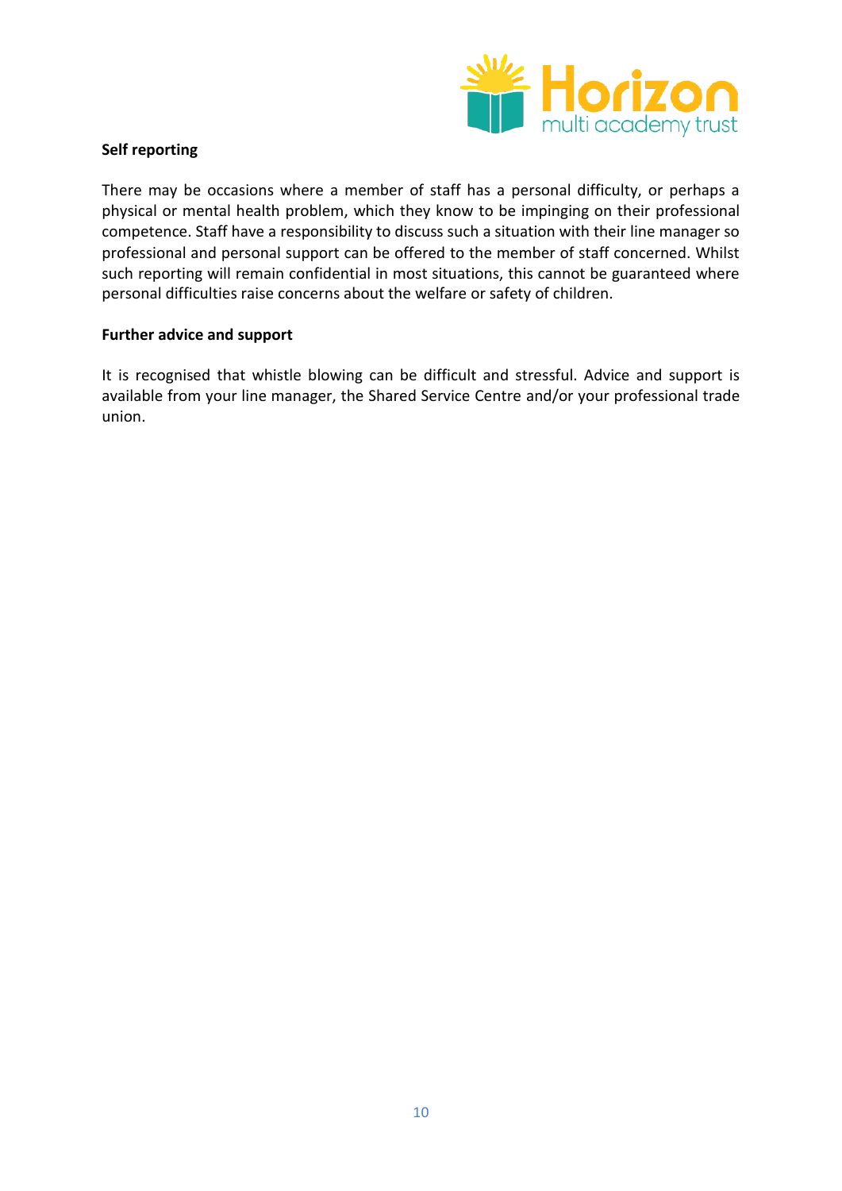**Self reporting**

There may be occasions where a member of staff has a personal difficulty, or perhaps a physical or mental health problem, which they know to be impinging on their professional competence. Staff have a responsibility to discuss such a situation with their line manager so professional and personal support can be offered to the member of staff concerned. Whilst such reporting will remain confidential in most situations, this cannot be guaranteed where personal difficulties raise concerns about the welfare or safety of children.

**Further advice and support**

It is recognised that whistle blowing can be difficult and stressful. Advice and support is available from your line manager, the Shared Service Centre and/or your professional trade union.